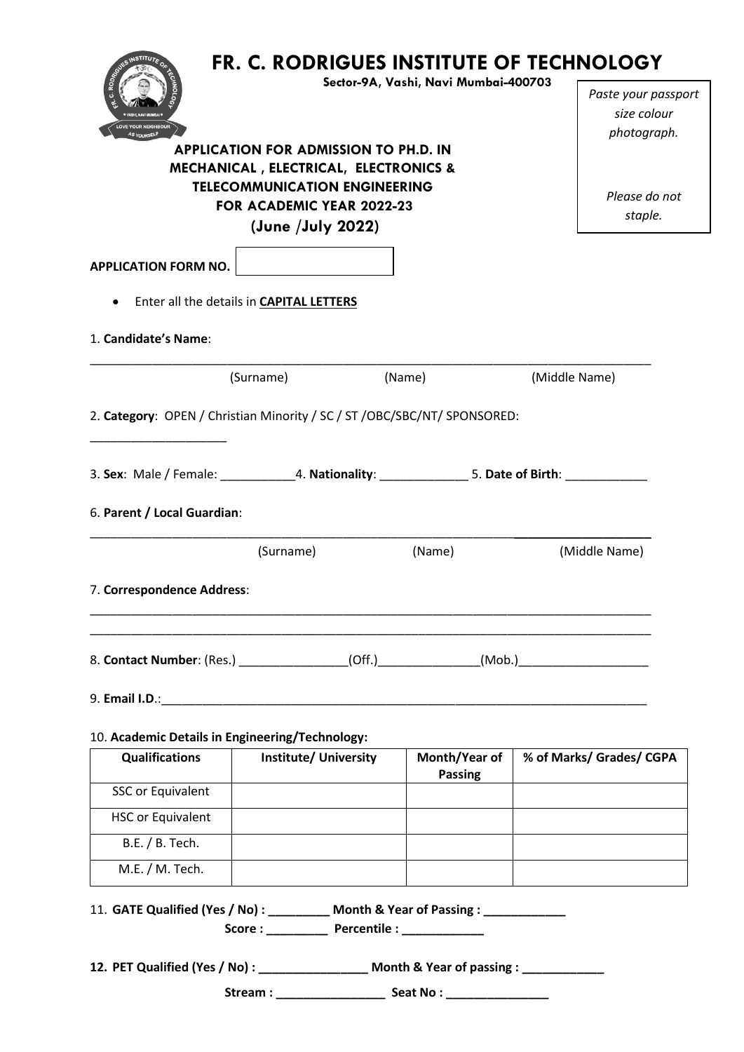# FR. C. RODRIGUES INSTITUTE OF TECHNOLOGY

**Sector-9A, Vashi, Navi Mumbai-400703**

*Paste your passport size colour photograph.*

*Please do not staple.*

## APPLICATION FOR ADMISSION TO PH.D. IN MECHANICAL , ELECTRICAL, ELECTRONICS & TELECOMMUNICATION ENGINEERING FOR ACADEMIC YEAR 2022-23 (June /July 2022)

**APPLICATION FORM NO.** ____________________

- Enter all the details in **CAPITAL LETTERS**

1. **Candidate's Name**:

_____________________________________________________________________________________

(Surname) (Name) (Middle Name)

2. **Category**: OPEN / Christian Minority / SC / ST /OBC/SBC/NT/ SPONSORED: ____________________

3. **Sex**: Male / Female: ___________ 4. **Nationality**: _____________ 5. **Date of Birth**: ____________

6. **Parent / Local Guardian**:

_____________________________________________________________________________________

(Surname) (Name) (Middle Name)

7. **Correspondence Address**:

_____________________________________________________________________________________

_____________________________________________________________________________________

8. **Contact Number**: (Res.) ________________(Off.)_______________(Mob.)___________________

9. **Email I.D.**:___________________________________________________________________________

10. **Academic Details in Engineering/Technology:**

| Qualifications | Institute/ University | Month/Year of Passing | % of Marks/ Grades/ CGPA |
|---|---|---|---|
| SSC or Equivalent | | | |
| HSC or Equivalent | | | |
| B.E. / B. Tech. | | | |
| M.E. / M. Tech. | | | |

11. **GATE Qualified (Yes / No) : _________ Month & Year of Passing : ____________**

**Score : _________ Percentile : ____________**

12. **PET Qualified (Yes / No) : ________________ Month & Year of passing : ____________**

**Stream : ________________ Seat No : _______________**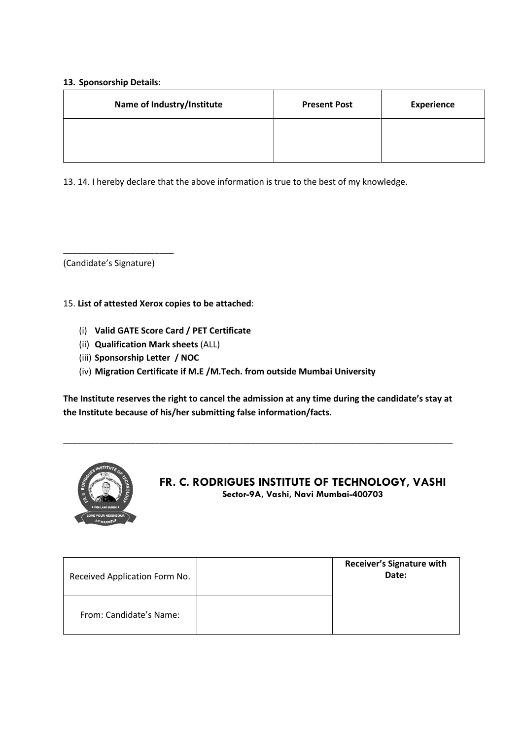**13. Sponsorship Details:**

| Name of Industry/Institute | Present Post | Experience |
|---|---|---|
| | | |

13. 14. I hereby declare that the above information is true to the best of my knowledge.

\_\_\_\_\_\_\_\_\_\_\_\_\_\_\_\_\_\_\_\_\_\_\_\_

(Candidate's Signature)

15. **List of attested Xerox copies to be attached**:

(i) **Valid GATE Score Card / PET Certificate**

(ii) **Qualification Mark sheets** (ALL)

(iii) **Sponsorship Letter / NOC**

(iv) **Migration Certificate if M.E /M.Tech. from outside Mumbai University**

**The Institute reserves the right to cancel the admission at any time during the candidate's stay at the Institute because of his/her submitting false information/facts.**

---

**FR. C. RODRIGUES INSTITUTE OF TECHNOLOGY, VASHI**

**Sector-9A, Vashi, Navi Mumbai-400703**

| | | |
|---|---|---|
| Received Application Form No. | | **Receiver's Signature with Date:** |
| From: Candidate's Name: | | |